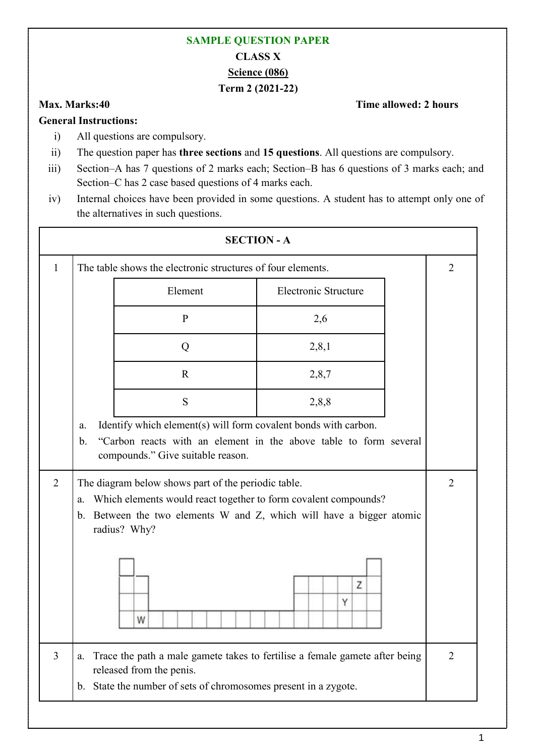**SAMPLE QUESTION PAPER**

**CLASS X**

**Science (086)**

**Term 2 (2021-22)**

**Max. Marks:40** **Time allowed: 2 hours**

**General Instructions:**

i) All questions are compulsory.

ii) The question paper has **three sections** and **15 questions**. All questions are compulsory.

iii) Section–A has 7 questions of 2 marks each; Section–B has 6 questions of 3 marks each; and Section–C has 2 case based questions of 4 marks each.

iv) Internal choices have been provided in some questions. A student has to attempt only one of the alternatives in such questions.

## SECTION - A

**1.** The table shows the electronic structures of four elements. **(2)**

| Element | Electronic Structure |
|---|---|
| P | 2,6 |
| Q | 2,8,1 |
| R | 2,8,7 |
| S | 2,8,8 |

a. Identify which element(s) will form covalent bonds with carbon.

b. "Carbon reacts with an element in the above table to form several compounds." Give suitable reason.

**2.** The diagram below shows part of the periodic table. **(2)**

a. Which elements would react together to form covalent compounds?

b. Between the two elements W and Z, which will have a bigger atomic radius? Why?

**3.** **(2)**

a. Trace the path a male gamete takes to fertilise a female gamete after being released from the penis.

b. State the number of sets of chromosomes present in a zygote.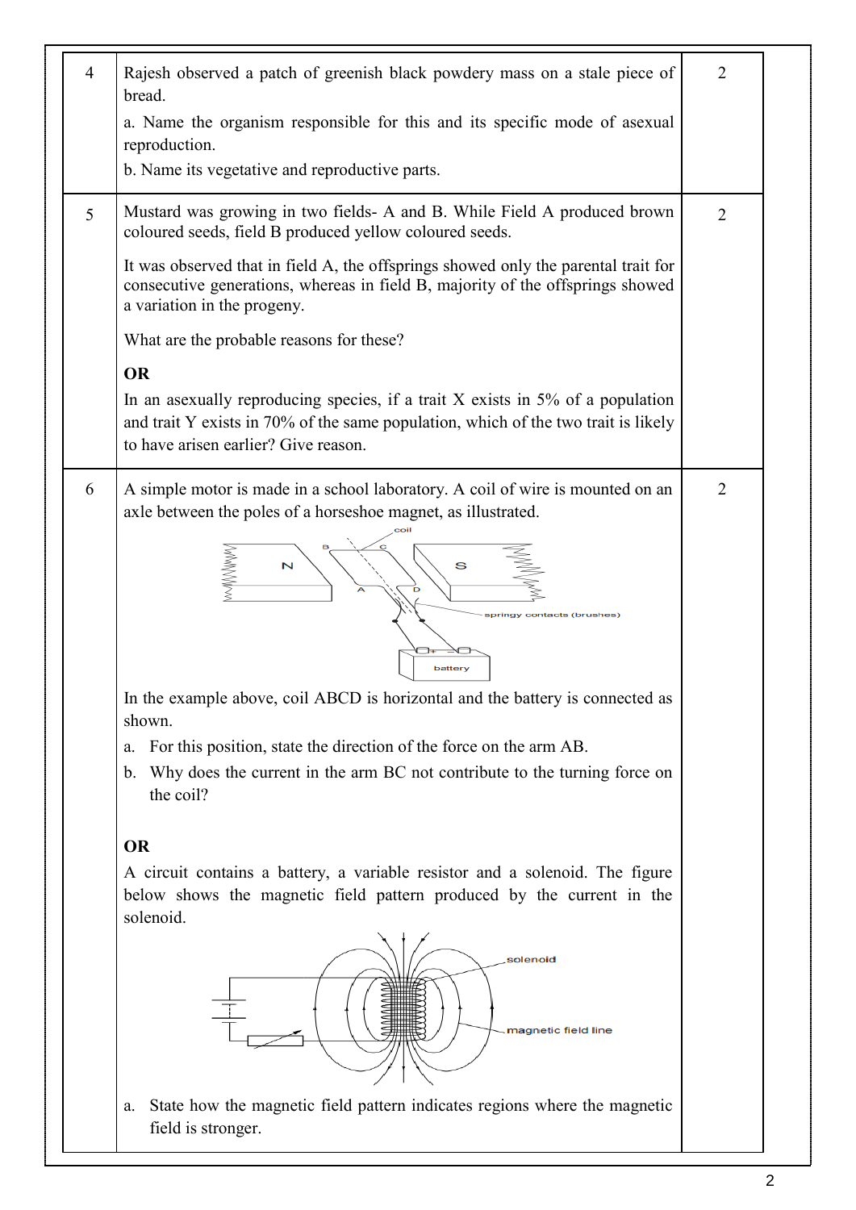| | | |
|---|---|---|
| 4 | Rajesh observed a patch of greenish black powdery mass on a stale piece of bread.<br>a. Name the organism responsible for this and its specific mode of asexual reproduction.<br>b. Name its vegetative and reproductive parts. | 2 |
| 5 | Mustard was growing in two fields- A and B. While Field A produced brown coloured seeds, field B produced yellow coloured seeds.<br>It was observed that in field A, the offsprings showed only the parental trait for consecutive generations, whereas in field B, majority of the offsprings showed a variation in the progeny.<br>What are the probable reasons for these?<br>**OR**<br>In an asexually reproducing species, if a trait X exists in 5% of a population and trait Y exists in 70% of the same population, which of the two trait is likely to have arisen earlier? Give reason. | 2 |
| 6 | A simple motor is made in a school laboratory. A coil of wire is mounted on an axle between the poles of a horseshoe magnet, as illustrated.<br>In the example above, coil ABCD is horizontal and the battery is connected as shown.<br>a. For this position, state the direction of the force on the arm AB.<br>b. Why does the current in the arm BC not contribute to the turning force on the coil?<br>**OR**<br>A circuit contains a battery, a variable resistor and a solenoid. The figure below shows the magnetic field pattern produced by the current in the solenoid.<br>a. State how the magnetic field pattern indicates regions where the magnetic field is stronger. | 2 |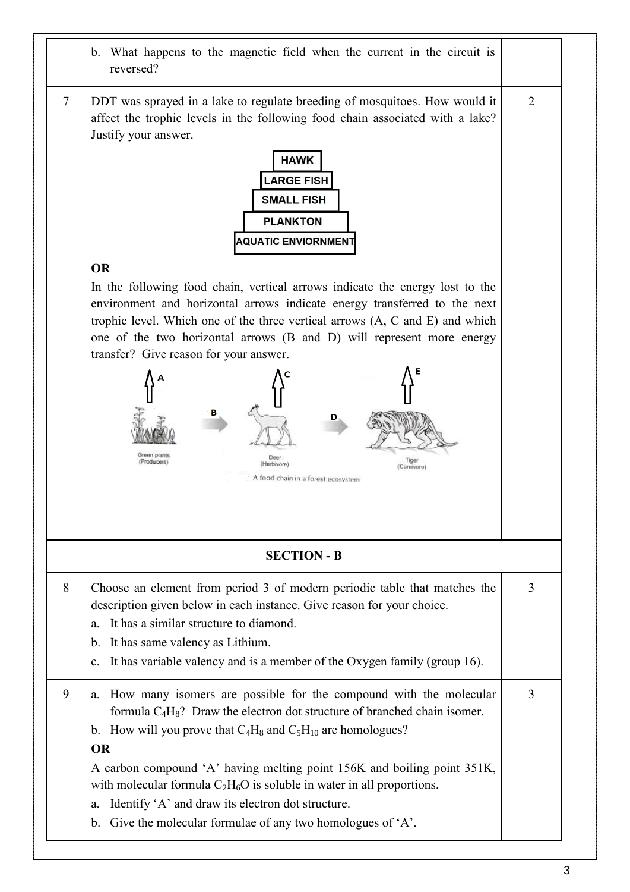| | | |
|---|---|---|
| | b. What happens to the magnetic field when the current in the circuit is reversed? | |
| 7 | DDT was sprayed in a lake to regulate breeding of mosquitoes. How would it affect the trophic levels in the following food chain associated with a lake? Justify your answer.<br><br>HAWK<br>LARGE FISH<br>SMALL FISH<br>PLANKTON<br>AQUATIC ENVIORNMENT<br><br>**OR**<br>In the following food chain, vertical arrows indicate the energy lost to the environment and horizontal arrows indicate energy transferred to the next trophic level. Which one of the three vertical arrows (A, C and E) and which one of the two horizontal arrows (B and D) will represent more energy transfer? Give reason for your answer.<br><br>A, B, C, D, E<br>Green plants (Producers) — Deer (Herbivore) — Tiger (Carnivore)<br>A food chain in a forest ecosystem | 2 |

**SECTION - B**

| | | |
|---|---|---|
| 8 | Choose an element from period 3 of modern periodic table that matches the description given below in each instance. Give reason for your choice.<br>a. It has a similar structure to diamond.<br>b. It has same valency as Lithium.<br>c. It has variable valency and is a member of the Oxygen family (group 16). | 3 |
| 9 | a. How many isomers are possible for the compound with the molecular formula $C_4H_8$? Draw the electron dot structure of branched chain isomer.<br>b. How will you prove that $C_4H_8$ and $C_5H_{10}$ are homologues?<br>**OR**<br>A carbon compound 'A' having melting point 156K and boiling point 351K, with molecular formula $C_2H_6O$ is soluble in water in all proportions.<br>a. Identify 'A' and draw its electron dot structure.<br>b. Give the molecular formulae of any two homologues of 'A'. | 3 |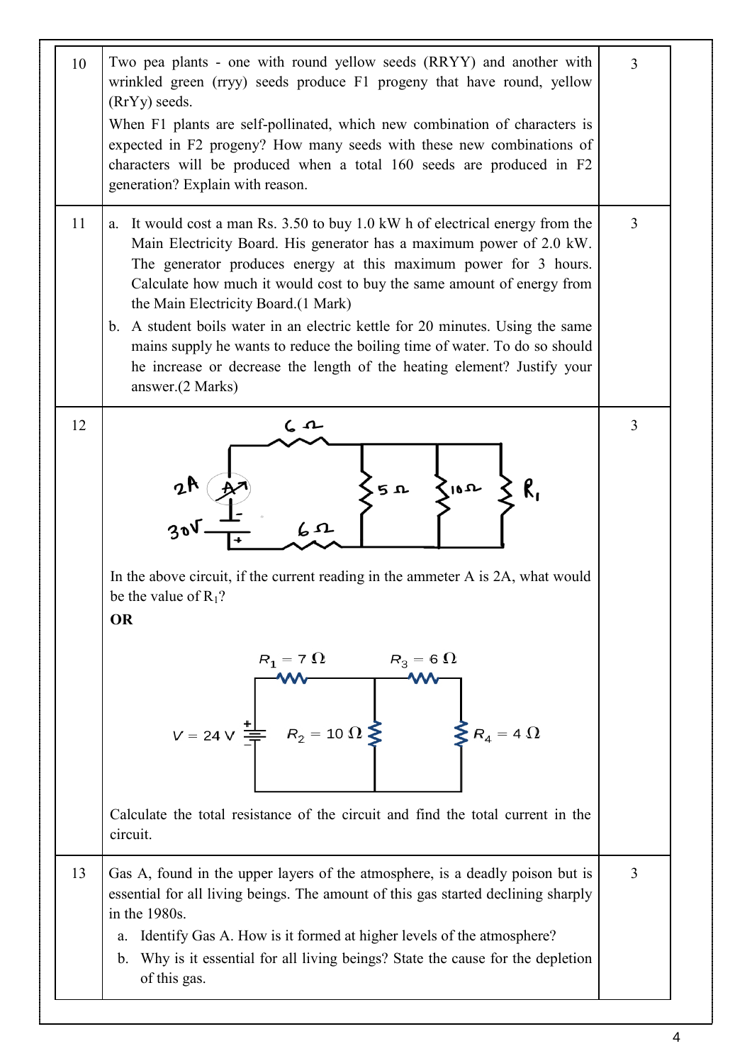| | | |
|---|---|---|
| 10 | Two pea plants - one with round yellow seeds (RRYY) and another with wrinkled green (rryy) seeds produce F1 progeny that have round, yellow (RrYy) seeds.<br>When F1 plants are self-pollinated, which new combination of characters is expected in F2 progeny? How many seeds with these new combinations of characters will be produced when a total 160 seeds are produced in F2 generation? Explain with reason. | 3 |
| 11 | a. It would cost a man Rs. 3.50 to buy 1.0 kW h of electrical energy from the Main Electricity Board. His generator has a maximum power of 2.0 kW. The generator produces energy at this maximum power for 3 hours. Calculate how much it would cost to buy the same amount of energy from the Main Electricity Board.(1 Mark)<br>b. A student boils water in an electric kettle for 20 minutes. Using the same mains supply he wants to reduce the boiling time of water. To do so should he increase or decrease the length of the heating element? Justify your answer.(2 Marks) | 3 |
| 12 | In the above circuit, if the current reading in the ammeter A is 2A, what would be the value of $R_1$?<br>**OR**<br>Calculate the total resistance of the circuit and find the total current in the circuit. | 3 |
| 13 | Gas A, found in the upper layers of the atmosphere, is a deadly poison but is essential for all living beings. The amount of this gas started declining sharply in the 1980s.<br>a. Identify Gas A. How is it formed at higher levels of the atmosphere?<br>b. Why is it essential for all living beings? State the cause for the depletion of this gas. | 3 |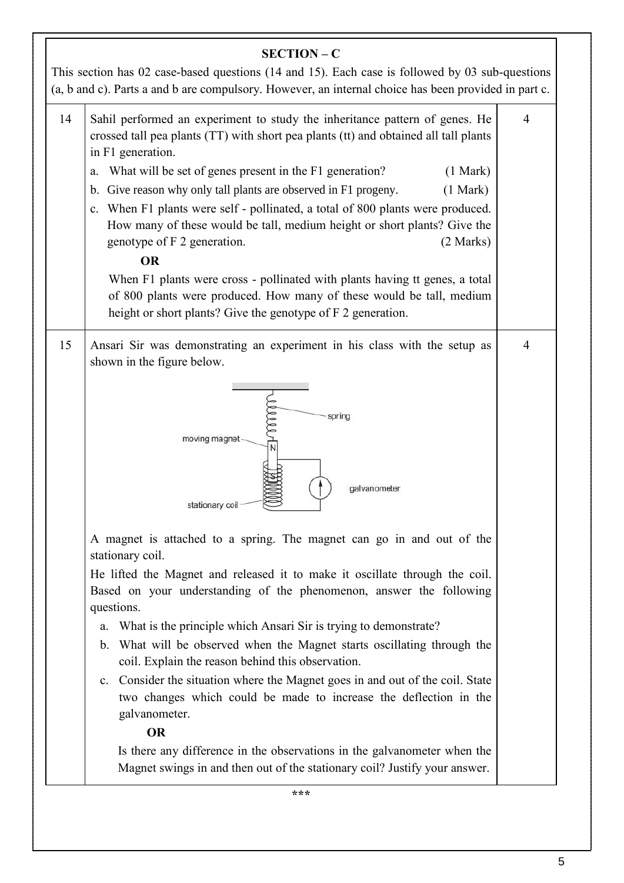## SECTION – C

This section has 02 case-based questions (14 and 15). Each case is followed by 03 sub-questions (a, b and c). Parts a and b are compulsory. However, an internal choice has been provided in part c.

**14.** Sahil performed an experiment to study the inheritance pattern of genes. He crossed tall pea plants (TT) with short pea plants (tt) and obtained all tall plants in F1 generation. **(4)**

a. What will be set of genes present in the F1 generation? (1 Mark)

b. Give reason why only tall plants are observed in F1 progeny. (1 Mark)

c. When F1 plants were self - pollinated, a total of 800 plants were produced. How many of these would be tall, medium height or short plants? Give the genotype of F 2 generation. (2 Marks)

**OR**

When F1 plants were cross - pollinated with plants having tt genes, a total of 800 plants were produced. How many of these would be tall, medium height or short plants? Give the genotype of F 2 generation.

**15.** Ansari Sir was demonstrating an experiment in his class with the setup as shown in the figure below. **(4)**

spring

moving magnet

N

S

stationary coil

galvanometer

A magnet is attached to a spring. The magnet can go in and out of the stationary coil.

He lifted the Magnet and released it to make it oscillate through the coil. Based on your understanding of the phenomenon, answer the following questions.

a. What is the principle which Ansari Sir is trying to demonstrate?

b. What will be observed when the Magnet starts oscillating through the coil. Explain the reason behind this observation.

c. Consider the situation where the Magnet goes in and out of the coil. State two changes which could be made to increase the deflection in the galvanometer.

**OR**

Is there any difference in the observations in the galvanometer when the Magnet swings in and then out of the stationary coil? Justify your answer.

\*\*\*